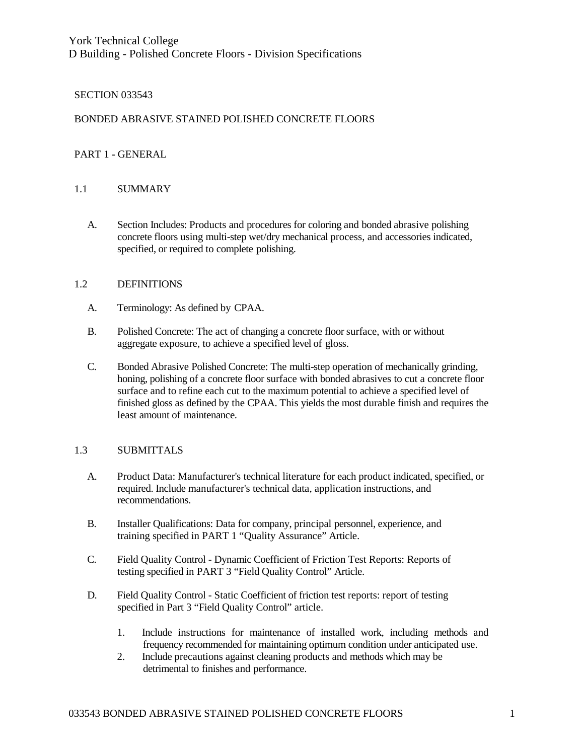York Technical College
D Building - Polished Concrete Floors - Division Specifications

SECTION 033543

# BONDED ABRASIVE STAINED POLISHED CONCRETE FLOORS

## PART 1 - GENERAL

### 1.1 SUMMARY

A. Section Includes: Products and procedures for coloring and bonded abrasive polishing concrete floors using multi-step wet/dry mechanical process, and accessories indicated, specified, or required to complete polishing.

### 1.2 DEFINITIONS

A. Terminology: As defined by CPAA.

B. Polished Concrete: The act of changing a concrete floor surface, with or without aggregate exposure, to achieve a specified level of gloss.

C. Bonded Abrasive Polished Concrete: The multi-step operation of mechanically grinding, honing, polishing of a concrete floor surface with bonded abrasives to cut a concrete floor surface and to refine each cut to the maximum potential to achieve a specified level of finished gloss as defined by the CPAA. This yields the most durable finish and requires the least amount of maintenance.

### 1.3 SUBMITTALS

A. Product Data: Manufacturer's technical literature for each product indicated, specified, or required. Include manufacturer's technical data, application instructions, and recommendations.

B. Installer Qualifications: Data for company, principal personnel, experience, and training specified in PART 1 “Quality Assurance” Article.

C. Field Quality Control - Dynamic Coefficient of Friction Test Reports: Reports of testing specified in PART 3 “Field Quality Control” Article.

D. Field Quality Control - Static Coefficient of friction test reports: report of testing specified in Part 3 “Field Quality Control” article.

1. Include instructions for maintenance of installed work, including methods and frequency recommended for maintaining optimum condition under anticipated use.
2. Include precautions against cleaning products and methods which may be detrimental to finishes and performance.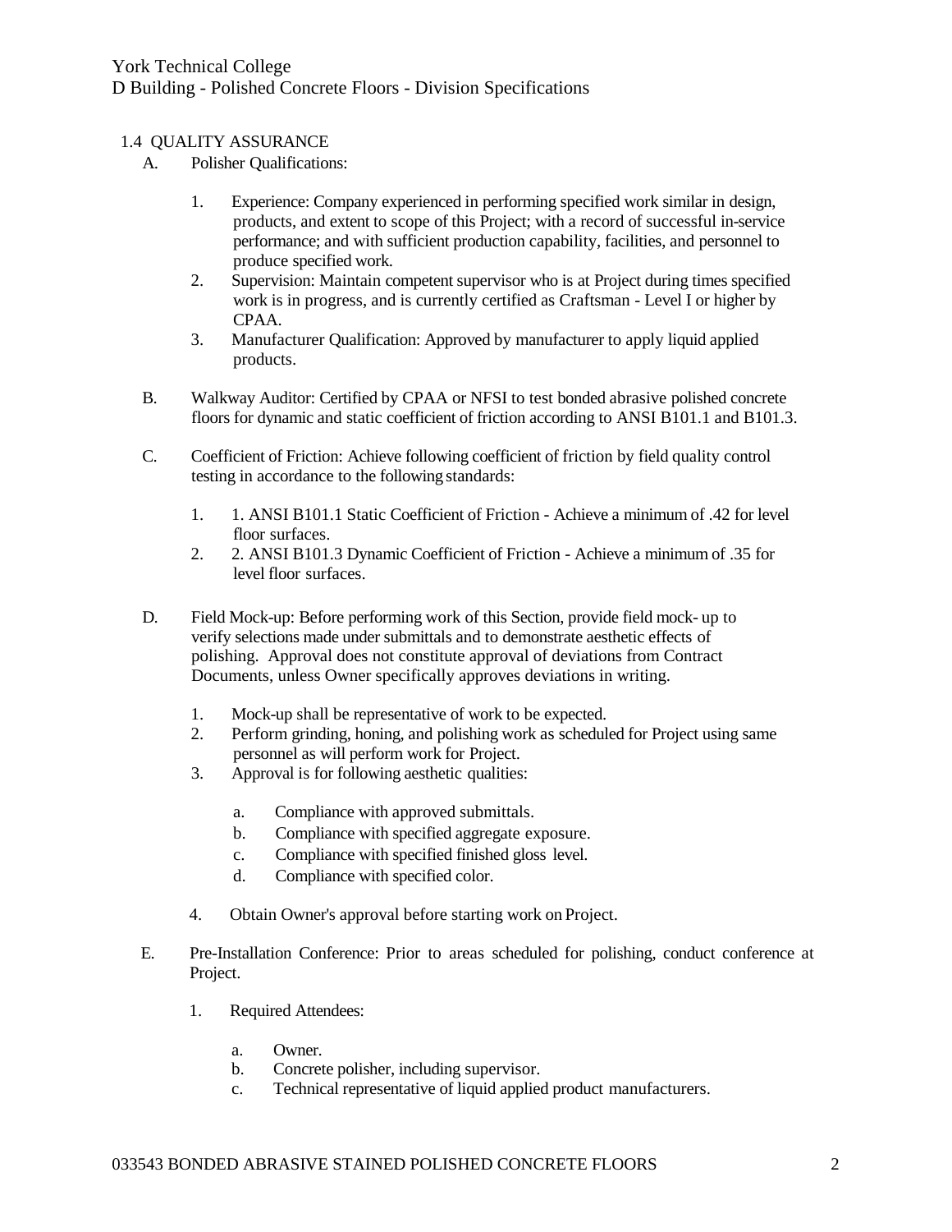## 1.4 QUALITY ASSURANCE

A. Polisher Qualifications:

1. Experience: Company experienced in performing specified work similar in design, products, and extent to scope of this Project; with a record of successful in-service performance; and with sufficient production capability, facilities, and personnel to produce specified work.
2. Supervision: Maintain competent supervisor who is at Project during times specified work is in progress, and is currently certified as Craftsman - Level I or higher by CPAA.
3. Manufacturer Qualification: Approved by manufacturer to apply liquid applied products.

B. Walkway Auditor: Certified by CPAA or NFSI to test bonded abrasive polished concrete floors for dynamic and static coefficient of friction according to ANSI B101.1 and B101.3.

C. Coefficient of Friction: Achieve following coefficient of friction by field quality control testing in accordance to the following standards:

1. 1. ANSI B101.1 Static Coefficient of Friction - Achieve a minimum of .42 for level floor surfaces.
2. 2. ANSI B101.3 Dynamic Coefficient of Friction - Achieve a minimum of .35 for level floor surfaces.

D. Field Mock-up: Before performing work of this Section, provide field mock- up to verify selections made under submittals and to demonstrate aesthetic effects of polishing. Approval does not constitute approval of deviations from Contract Documents, unless Owner specifically approves deviations in writing.

1. Mock-up shall be representative of work to be expected.
2. Perform grinding, honing, and polishing work as scheduled for Project using same personnel as will perform work for Project.
3. Approval is for following aesthetic qualities:
   a. Compliance with approved submittals.
   b. Compliance with specified aggregate exposure.
   c. Compliance with specified finished gloss level.
   d. Compliance with specified color.
4. Obtain Owner's approval before starting work on Project.

E. Pre-Installation Conference: Prior to areas scheduled for polishing, conduct conference at Project.

1. Required Attendees:
   a. Owner.
   b. Concrete polisher, including supervisor.
   c. Technical representative of liquid applied product manufacturers.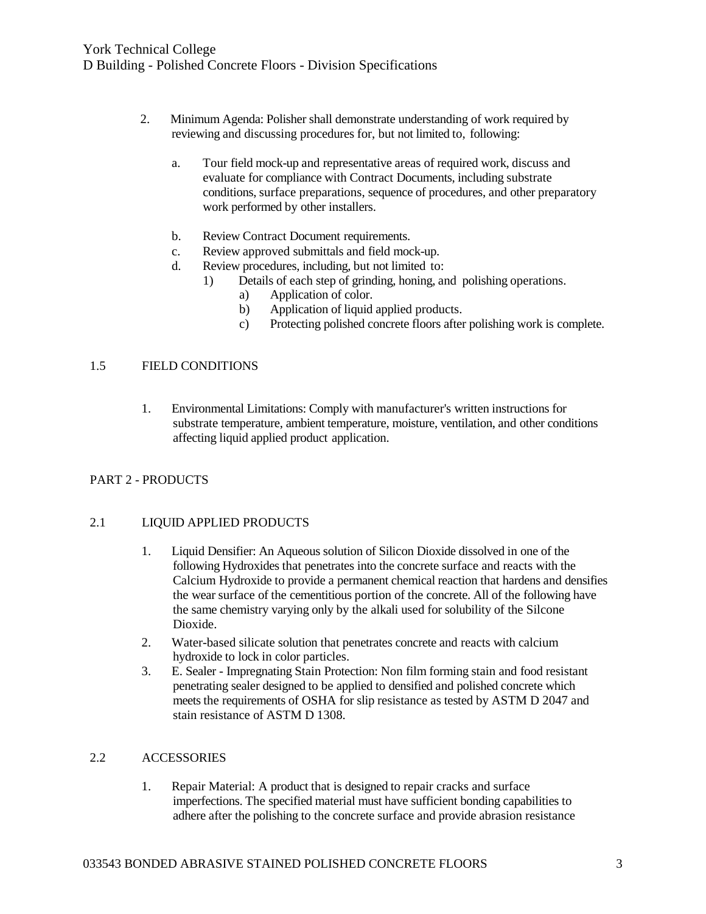2. Minimum Agenda: Polisher shall demonstrate understanding of work required by reviewing and discussing procedures for, but not limited to, following:

    a. Tour field mock-up and representative areas of required work, discuss and evaluate for compliance with Contract Documents, including substrate conditions, surface preparations, sequence of procedures, and other preparatory work performed by other installers.

    b. Review Contract Document requirements.
    c. Review approved submittals and field mock-up.
    d. Review procedures, including, but not limited to:
        1) Details of each step of grinding, honing, and polishing operations.
            a) Application of color.
            b) Application of liquid applied products.
            c) Protecting polished concrete floors after polishing work is complete.

## 1.5 FIELD CONDITIONS

1. Environmental Limitations: Comply with manufacturer's written instructions for substrate temperature, ambient temperature, moisture, ventilation, and other conditions affecting liquid applied product application.

# PART 2 - PRODUCTS

## 2.1 LIQUID APPLIED PRODUCTS

1. Liquid Densifier: An Aqueous solution of Silicon Dioxide dissolved in one of the following Hydroxides that penetrates into the concrete surface and reacts with the Calcium Hydroxide to provide a permanent chemical reaction that hardens and densifies the wear surface of the cementitious portion of the concrete. All of the following have the same chemistry varying only by the alkali used for solubility of the Silcone Dioxide.
2. Water-based silicate solution that penetrates concrete and reacts with calcium hydroxide to lock in color particles.
3. E. Sealer - Impregnating Stain Protection: Non film forming stain and food resistant penetrating sealer designed to be applied to densified and polished concrete which meets the requirements of OSHA for slip resistance as tested by ASTM D 2047 and stain resistance of ASTM D 1308.

## 2.2 ACCESSORIES

1. Repair Material: A product that is designed to repair cracks and surface imperfections. The specified material must have sufficient bonding capabilities to adhere after the polishing to the concrete surface and provide abrasion resistance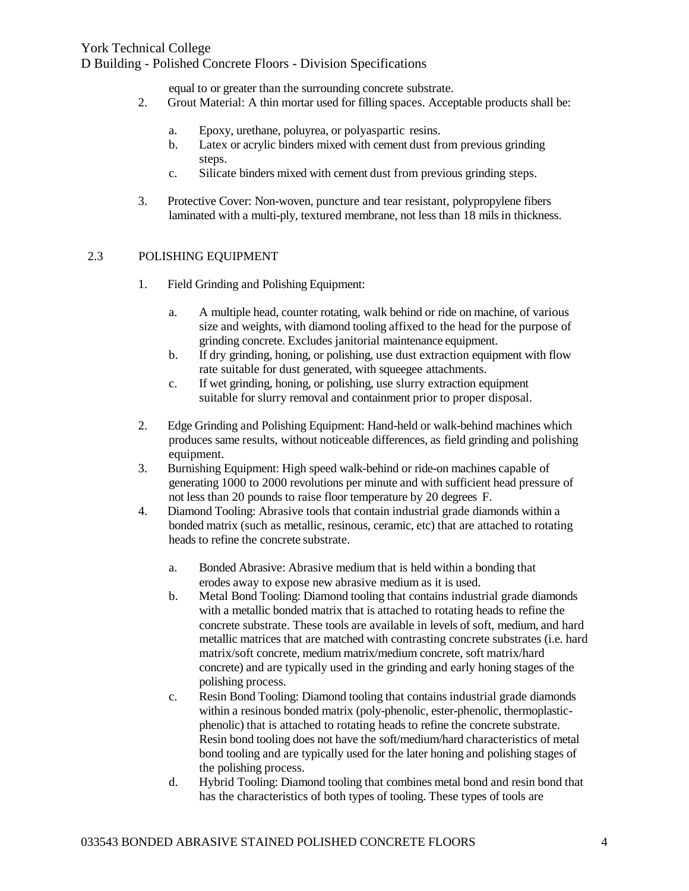equal to or greater than the surrounding concrete substrate.

2. Grout Material: A thin mortar used for filling spaces. Acceptable products shall be:

    a. Epoxy, urethane, poluyrea, or polyaspartic resins.
    b. Latex or acrylic binders mixed with cement dust from previous grinding steps.
    c. Silicate binders mixed with cement dust from previous grinding steps.

3. Protective Cover: Non-woven, puncture and tear resistant, polypropylene fibers laminated with a multi-ply, textured membrane, not less than 18 mils in thickness.

## 2.3 POLISHING EQUIPMENT

1. Field Grinding and Polishing Equipment:

    a. A multiple head, counter rotating, walk behind or ride on machine, of various size and weights, with diamond tooling affixed to the head for the purpose of grinding concrete. Excludes janitorial maintenance equipment.
    b. If dry grinding, honing, or polishing, use dust extraction equipment with flow rate suitable for dust generated, with squeegee attachments.
    c. If wet grinding, honing, or polishing, use slurry extraction equipment suitable for slurry removal and containment prior to proper disposal.

2. Edge Grinding and Polishing Equipment: Hand-held or walk-behind machines which produces same results, without noticeable differences, as field grinding and polishing equipment.
3. Burnishing Equipment: High speed walk-behind or ride-on machines capable of generating 1000 to 2000 revolutions per minute and with sufficient head pressure of not less than 20 pounds to raise floor temperature by 20 degrees F.
4. Diamond Tooling: Abrasive tools that contain industrial grade diamonds within a bonded matrix (such as metallic, resinous, ceramic, etc) that are attached to rotating heads to refine the concrete substrate.

    a. Bonded Abrasive: Abrasive medium that is held within a bonding that erodes away to expose new abrasive medium as it is used.
    b. Metal Bond Tooling: Diamond tooling that contains industrial grade diamonds with a metallic bonded matrix that is attached to rotating heads to refine the concrete substrate. These tools are available in levels of soft, medium, and hard metallic matrices that are matched with contrasting concrete substrates (i.e. hard matrix/soft concrete, medium matrix/medium concrete, soft matrix/hard concrete) and are typically used in the grinding and early honing stages of the polishing process.
    c. Resin Bond Tooling: Diamond tooling that contains industrial grade diamonds within a resinous bonded matrix (poly-phenolic, ester-phenolic, thermoplastic-phenolic) that is attached to rotating heads to refine the concrete substrate. Resin bond tooling does not have the soft/medium/hard characteristics of metal bond tooling and are typically used for the later honing and polishing stages of the polishing process.
    d. Hybrid Tooling: Diamond tooling that combines metal bond and resin bond that has the characteristics of both types of tooling. These types of tools are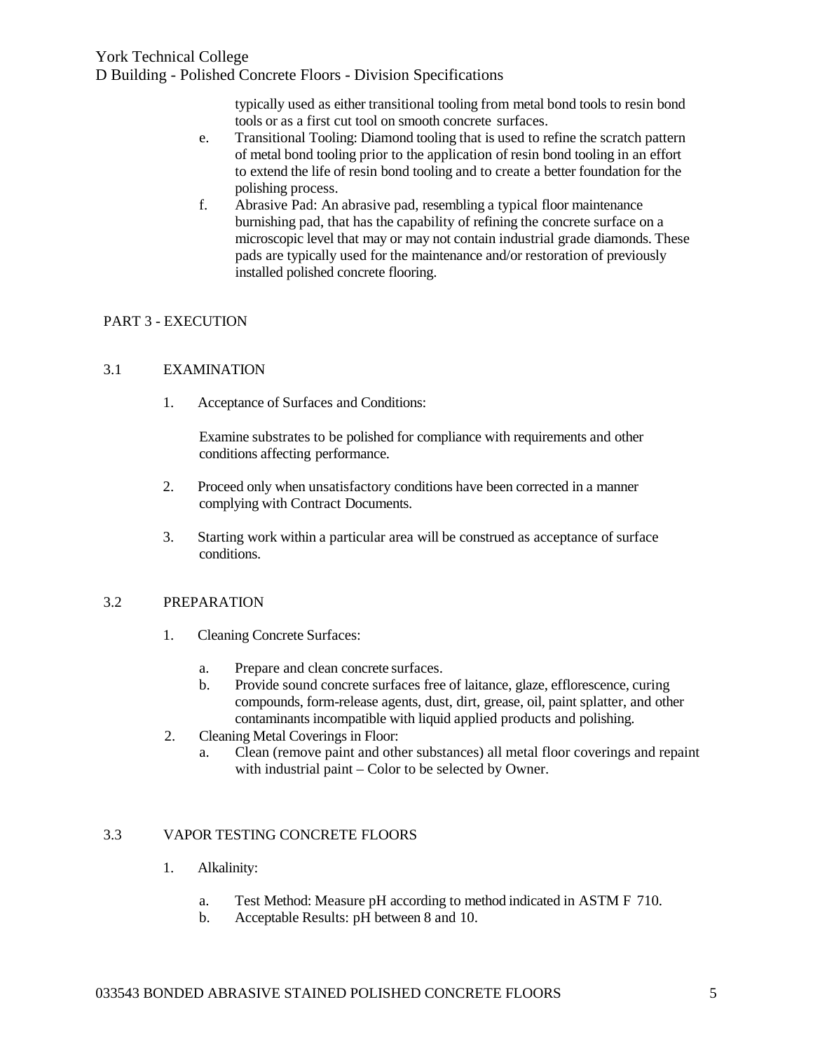typically used as either transitional tooling from metal bond tools to resin bond tools or as a first cut tool on smooth concrete surfaces.

e. Transitional Tooling: Diamond tooling that is used to refine the scratch pattern of metal bond tooling prior to the application of resin bond tooling in an effort to extend the life of resin bond tooling and to create a better foundation for the polishing process.

f. Abrasive Pad: An abrasive pad, resembling a typical floor maintenance burnishing pad, that has the capability of refining the concrete surface on a microscopic level that may or may not contain industrial grade diamonds. These pads are typically used for the maintenance and/or restoration of previously installed polished concrete flooring.

## PART 3 - EXECUTION

### 3.1 EXAMINATION

1. Acceptance of Surfaces and Conditions:

   Examine substrates to be polished for compliance with requirements and other conditions affecting performance.

2. Proceed only when unsatisfactory conditions have been corrected in a manner complying with Contract Documents.

3. Starting work within a particular area will be construed as acceptance of surface conditions.

### 3.2 PREPARATION

1. Cleaning Concrete Surfaces:

   a. Prepare and clean concrete surfaces.
   b. Provide sound concrete surfaces free of laitance, glaze, efflorescence, curing compounds, form-release agents, dust, dirt, grease, oil, paint splatter, and other contaminants incompatible with liquid applied products and polishing.

2. Cleaning Metal Coverings in Floor:
   a. Clean (remove paint and other substances) all metal floor coverings and repaint with industrial paint – Color to be selected by Owner.

### 3.3 VAPOR TESTING CONCRETE FLOORS

1. Alkalinity:

   a. Test Method: Measure pH according to method indicated in ASTM F 710.
   b. Acceptable Results: pH between 8 and 10.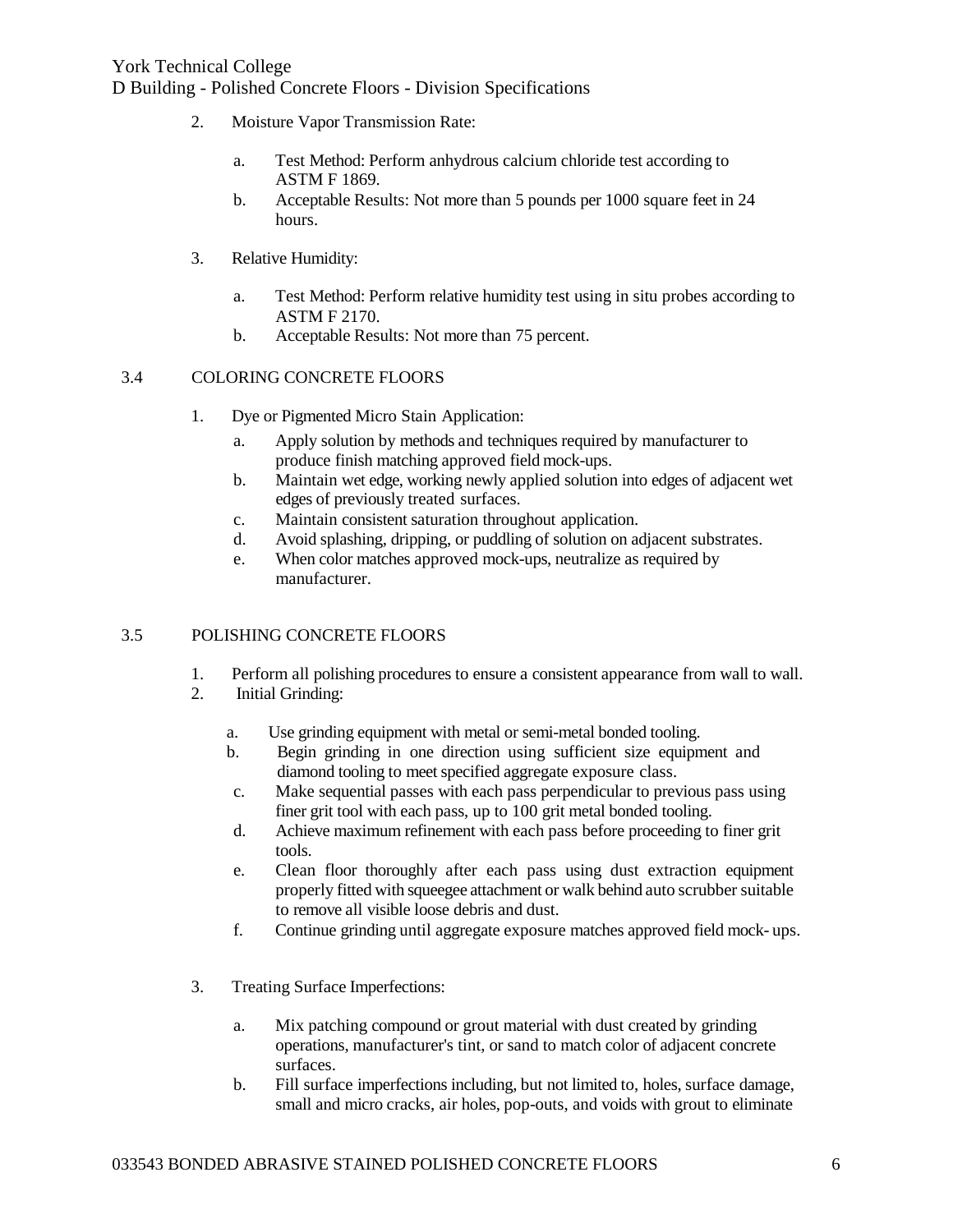2. Moisture Vapor Transmission Rate:

    a. Test Method: Perform anhydrous calcium chloride test according to ASTM F 1869.
    b. Acceptable Results: Not more than 5 pounds per 1000 square feet in 24 hours.

3. Relative Humidity:

    a. Test Method: Perform relative humidity test using in situ probes according to ASTM F 2170.
    b. Acceptable Results: Not more than 75 percent.

## 3.4 COLORING CONCRETE FLOORS

1. Dye or Pigmented Micro Stain Application:
    a. Apply solution by methods and techniques required by manufacturer to produce finish matching approved field mock-ups.
    b. Maintain wet edge, working newly applied solution into edges of adjacent wet edges of previously treated surfaces.
    c. Maintain consistent saturation throughout application.
    d. Avoid splashing, dripping, or puddling of solution on adjacent substrates.
    e. When color matches approved mock-ups, neutralize as required by manufacturer.

## 3.5 POLISHING CONCRETE FLOORS

1. Perform all polishing procedures to ensure a consistent appearance from wall to wall.
2. Initial Grinding:

    a. Use grinding equipment with metal or semi-metal bonded tooling.
    b. Begin grinding in one direction using sufficient size equipment and diamond tooling to meet specified aggregate exposure class.
    c. Make sequential passes with each pass perpendicular to previous pass using finer grit tool with each pass, up to 100 grit metal bonded tooling.
    d. Achieve maximum refinement with each pass before proceeding to finer grit tools.
    e. Clean floor thoroughly after each pass using dust extraction equipment properly fitted with squeegee attachment or walk behind auto scrubber suitable to remove all visible loose debris and dust.
    f. Continue grinding until aggregate exposure matches approved field mock- ups.

3. Treating Surface Imperfections:

    a. Mix patching compound or grout material with dust created by grinding operations, manufacturer's tint, or sand to match color of adjacent concrete surfaces.
    b. Fill surface imperfections including, but not limited to, holes, surface damage, small and micro cracks, air holes, pop-outs, and voids with grout to eliminate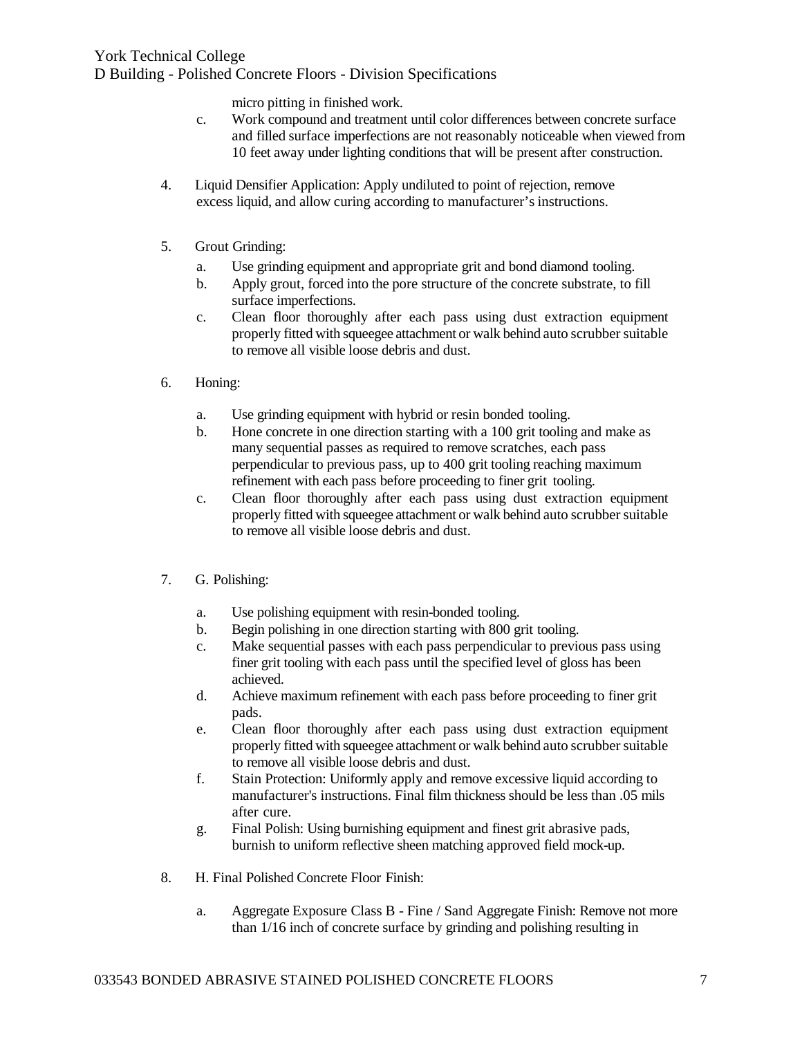micro pitting in finished work.

   c. Work compound and treatment until color differences between concrete surface and filled surface imperfections are not reasonably noticeable when viewed from 10 feet away under lighting conditions that will be present after construction.

4. Liquid Densifier Application: Apply undiluted to point of rejection, remove excess liquid, and allow curing according to manufacturer's instructions.

5. Grout Grinding:
   a. Use grinding equipment and appropriate grit and bond diamond tooling.
   b. Apply grout, forced into the pore structure of the concrete substrate, to fill surface imperfections.
   c. Clean floor thoroughly after each pass using dust extraction equipment properly fitted with squeegee attachment or walk behind auto scrubber suitable to remove all visible loose debris and dust.

6. Honing:
   a. Use grinding equipment with hybrid or resin bonded tooling.
   b. Hone concrete in one direction starting with a 100 grit tooling and make as many sequential passes as required to remove scratches, each pass perpendicular to previous pass, up to 400 grit tooling reaching maximum refinement with each pass before proceeding to finer grit tooling.
   c. Clean floor thoroughly after each pass using dust extraction equipment properly fitted with squeegee attachment or walk behind auto scrubber suitable to remove all visible loose debris and dust.

7. G. Polishing:
   a. Use polishing equipment with resin-bonded tooling.
   b. Begin polishing in one direction starting with 800 grit tooling.
   c. Make sequential passes with each pass perpendicular to previous pass using finer grit tooling with each pass until the specified level of gloss has been achieved.
   d. Achieve maximum refinement with each pass before proceeding to finer grit pads.
   e. Clean floor thoroughly after each pass using dust extraction equipment properly fitted with squeegee attachment or walk behind auto scrubber suitable to remove all visible loose debris and dust.
   f. Stain Protection: Uniformly apply and remove excessive liquid according to manufacturer's instructions. Final film thickness should be less than .05 mils after cure.
   g. Final Polish: Using burnishing equipment and finest grit abrasive pads, burnish to uniform reflective sheen matching approved field mock-up.

8. H. Final Polished Concrete Floor Finish:
   a. Aggregate Exposure Class B - Fine / Sand Aggregate Finish: Remove not more than 1/16 inch of concrete surface by grinding and polishing resulting in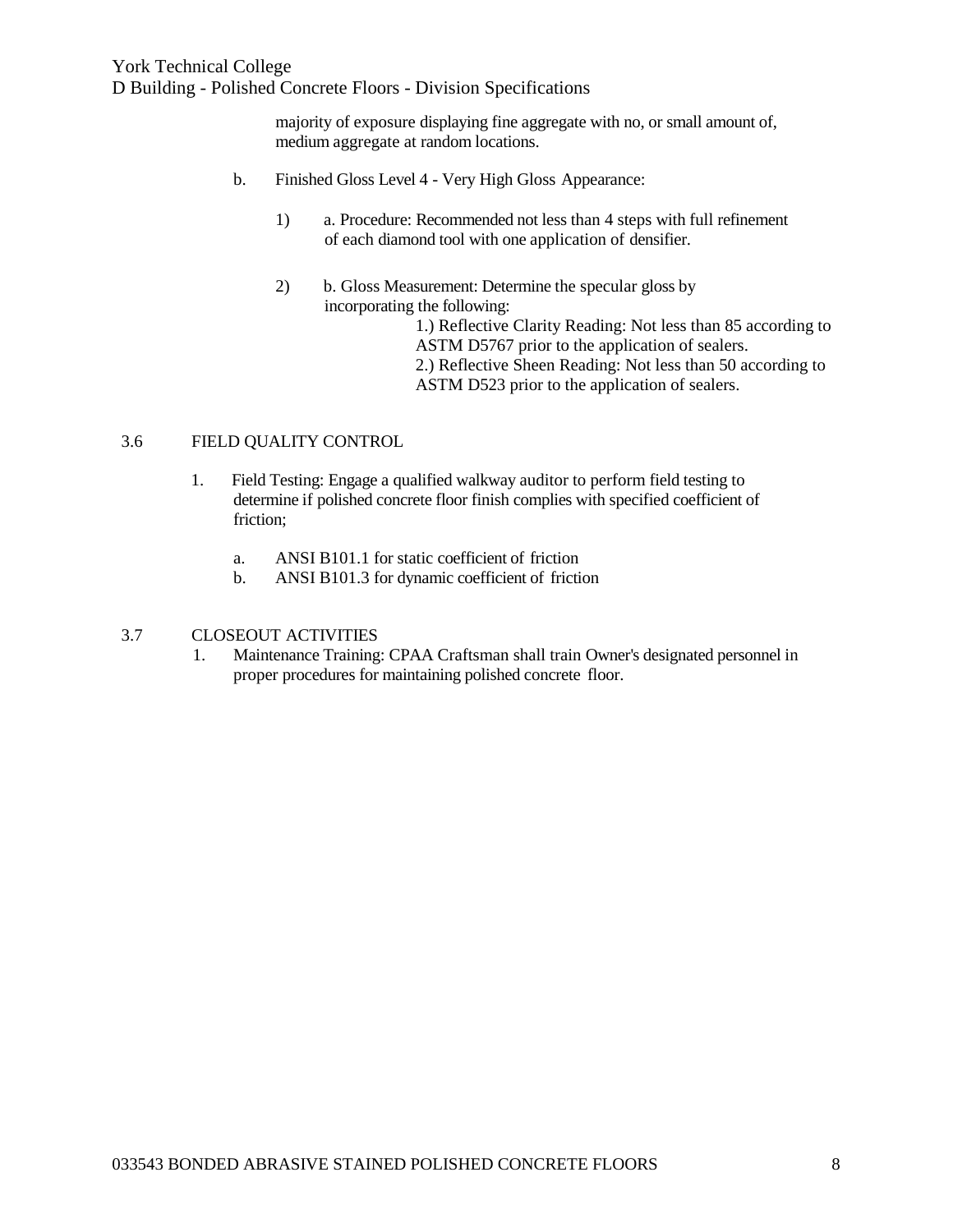majority of exposure displaying fine aggregate with no, or small amount of, medium aggregate at random locations.

b. Finished Gloss Level 4 - Very High Gloss Appearance:

1) a. Procedure: Recommended not less than 4 steps with full refinement of each diamond tool with one application of densifier.

2) b. Gloss Measurement: Determine the specular gloss by incorporating the following:
1.) Reflective Clarity Reading: Not less than 85 according to ASTM D5767 prior to the application of sealers.
2.) Reflective Sheen Reading: Not less than 50 according to ASTM D523 prior to the application of sealers.

## 3.6 FIELD QUALITY CONTROL

1. Field Testing: Engage a qualified walkway auditor to perform field testing to determine if polished concrete floor finish complies with specified coefficient of friction;

   a. ANSI B101.1 for static coefficient of friction
   b. ANSI B101.3 for dynamic coefficient of friction

## 3.7 CLOSEOUT ACTIVITIES

1. Maintenance Training: CPAA Craftsman shall train Owner's designated personnel in proper procedures for maintaining polished concrete floor.